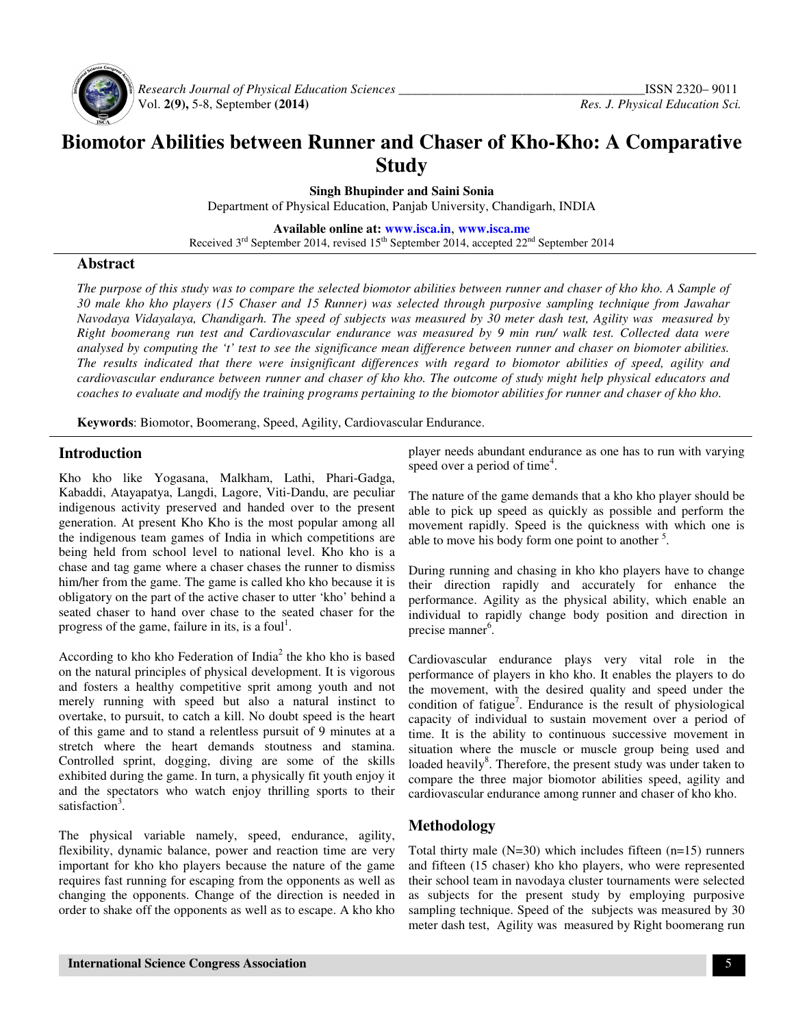# Biomotor Abilities between Runner and Chaser of Kho-Kho: A Comparative Study

**Singh Bhupinder and Saini Sonia**

Department of Physical Education, Panjab University, Chandigarh, INDIA

**Available online at: www.isca.in, www.isca.me**

Received 3rd September 2014, revised 15th September 2014, accepted 22nd September 2014

## Abstract

*The purpose of this study was to compare the selected biomotor abilities between runner and chaser of kho kho. A Sample of 30 male kho kho players (15 Chaser and 15 Runner) was selected through purposive sampling technique from Jawahar Navodaya Vidayalaya, Chandigarh. The speed of subjects was measured by 30 meter dash test, Agility was measured by Right boomerang run test and Cardiovascular endurance was measured by 9 min run/ walk test. Collected data were analysed by computing the 't' test to see the significance mean difference between runner and chaser on biomoter abilities. The results indicated that there were insignificant differences with regard to biomotor abilities of speed, agility and cardiovascular endurance between runner and chaser of kho kho. The outcome of study might help physical educators and coaches to evaluate and modify the training programs pertaining to the biomotor abilities for runner and chaser of kho kho.*

**Keywords**: Biomotor, Boomerang, Speed, Agility, Cardiovascular Endurance.

## Introduction

Kho kho like Yogasana, Malkham, Lathi, Phari-Gadga, Kabaddi, Atayapatya, Langdi, Lagore, Viti-Dandu, are peculiar indigenous activity preserved and handed over to the present generation. At present Kho Kho is the most popular among all the indigenous team games of India in which competitions are being held from school level to national level. Kho kho is a chase and tag game where a chaser chases the runner to dismiss him/her from the game. The game is called kho kho because it is obligatory on the part of the active chaser to utter 'kho' behind a seated chaser to hand over chase to the seated chaser for the progress of the game, failure in its, is a foul[1].

According to kho kho Federation of India[2] the kho kho is based on the natural principles of physical development. It is vigorous and fosters a healthy competitive sprit among youth and not merely running with speed but also a natural instinct to overtake, to pursuit, to catch a kill. No doubt speed is the heart of this game and to stand a relentless pursuit of 9 minutes at a stretch where the heart demands stoutness and stamina. Controlled sprint, dogging, diving are some of the skills exhibited during the game. In turn, a physically fit youth enjoy it and the spectators who watch enjoy thrilling sports to their satisfaction[3].

The physical variable namely, speed, endurance, agility, flexibility, dynamic balance, power and reaction time are very important for kho kho players because the nature of the game requires fast running for escaping from the opponents as well as changing the opponents. Change of the direction is needed in order to shake off the opponents as well as to escape. A kho kho player needs abundant endurance as one has to run with varying speed over a period of time[4].

The nature of the game demands that a kho kho player should be able to pick up speed as quickly as possible and perform the movement rapidly. Speed is the quickness with which one is able to move his body form one point to another [5].

During running and chasing in kho kho players have to change their direction rapidly and accurately for enhance the performance. Agility as the physical ability, which enable an individual to rapidly change body position and direction in precise manner[6].

Cardiovascular endurance plays very vital role in the performance of players in kho kho. It enables the players to do the movement, with the desired quality and speed under the condition of fatigue[7]. Endurance is the result of physiological capacity of individual to sustain movement over a period of time. It is the ability to continuous successive movement in situation where the muscle or muscle group being used and loaded heavily[8]. Therefore, the present study was under taken to compare the three major biomotor abilities speed, agility and cardiovascular endurance among runner and chaser of kho kho.

## Methodology

Total thirty male (N=30) which includes fifteen (n=15) runners and fifteen (15 chaser) kho kho players, who were represented their school team in navodaya cluster tournaments were selected as subjects for the present study by employing purposive sampling technique. Speed of the subjects was measured by 30 meter dash test, Agility was measured by Right boomerang run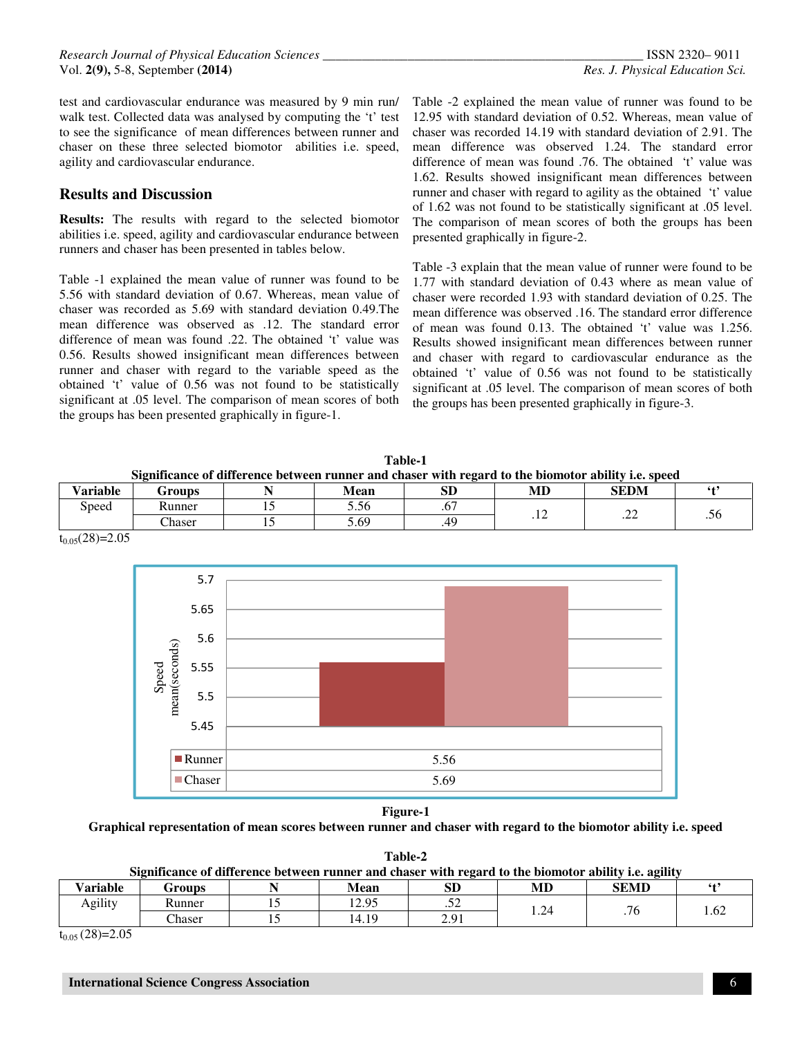test and cardiovascular endurance was measured by 9 min run/ walk test. Collected data was analysed by computing the 't' test to see the significance of mean differences between runner and chaser on these three selected biomotor abilities i.e. speed, agility and cardiovascular endurance.

## Results and Discussion

**Results:** The results with regard to the selected biomotor abilities i.e. speed, agility and cardiovascular endurance between runners and chaser has been presented in tables below.

Table -1 explained the mean value of runner was found to be 5.56 with standard deviation of 0.67. Whereas, mean value of chaser was recorded as 5.69 with standard deviation 0.49.The mean difference was observed as .12. The standard error difference of mean was found .22. The obtained 't' value was 0.56. Results showed insignificant mean differences between runner and chaser with regard to the variable speed as the obtained 't' value of 0.56 was not found to be statistically significant at .05 level. The comparison of mean scores of both the groups has been presented graphically in figure-1.

Table -2 explained the mean value of runner was found to be 12.95 with standard deviation of 0.52. Whereas, mean value of chaser was recorded 14.19 with standard deviation of 2.91. The mean difference was observed 1.24. The standard error difference of mean was found .76. The obtained 't' value was 1.62. Results showed insignificant mean differences between runner and chaser with regard to agility as the obtained 't' value of 1.62 was not found to be statistically significant at .05 level. The comparison of mean scores of both the groups has been presented graphically in figure-2.

Table -3 explain that the mean value of runner were found to be 1.77 with standard deviation of 0.43 where as mean value of chaser were recorded 1.93 with standard deviation of 0.25. The mean difference was observed .16. The standard error difference of mean was found 0.13. The obtained 't' value was 1.256. Results showed insignificant mean differences between runner and chaser with regard to cardiovascular endurance as the obtained 't' value of 0.56 was not found to be statistically significant at .05 level. The comparison of mean scores of both the groups has been presented graphically in figure-3.

**Table-1**
**Significance of difference between runner and chaser with regard to the biomotor ability i.e. speed**

| Variable | Groups | N | Mean | SD | MD | SEDM | 't' |
|---|---|---|---|---|---|---|---|
| Speed | Runner | 15 | 5.56 | .67 | .12 | .22 | .56 |
| | Chaser | 15 | 5.69 | .49 | | | |

$t_{0.05}(28)=2.05$

| | |
|---|---|
| Runner | 5.56 |
| Chaser | 5.69 |

**Figure-1**
**Graphical representation of mean scores between runner and chaser with regard to the biomotor ability i.e. speed**

**Table-2**
**Significance of difference between runner and chaser with regard to the biomotor ability i.e. agility**

| Variable | Groups | N | Mean | SD | MD | SEMD | 't' |
|---|---|---|---|---|---|---|---|
| Agility | Runner | 15 | 12.95 | .52 | 1.24 | .76 | 1.62 |
| | Chaser | 15 | 14.19 | 2.91 | | | |

$t_{0.05}(28)=2.05$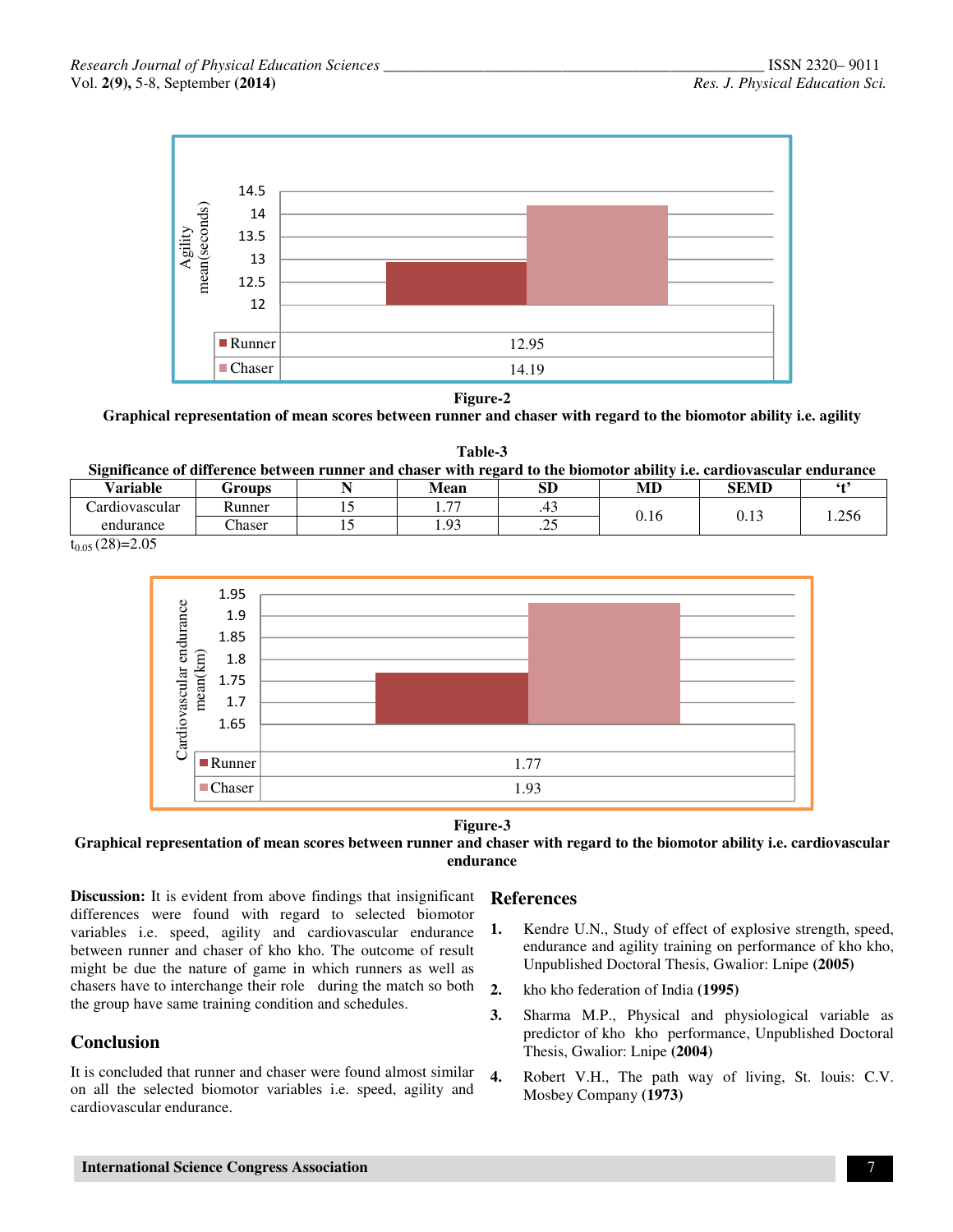Figure-2

**Graphical representation of mean scores between runner and chaser with regard to the biomotor ability i.e. agility**

**Table-3**
**Significance of difference between runner and chaser with regard to the biomotor ability i.e. cardiovascular endurance**

| Variable | Groups | N | Mean | SD | MD | SEMD | 't' |
|---|---|---|---|---|---|---|---|
| Cardiovascular endurance | Runner | 15 | 1.77 | .43 | 0.16 | 0.13 | 1.256 |
| | Chaser | 15 | 1.93 | .25 | | | |

$t_{0.05}$ (28)=2.05

Figure-3

**Graphical representation of mean scores between runner and chaser with regard to the biomotor ability i.e. cardiovascular endurance**

**Discussion:** It is evident from above findings that insignificant differences were found with regard to selected biomotor variables i.e. speed, agility and cardiovascular endurance between runner and chaser of kho kho. The outcome of result might be due the nature of game in which runners as well as chasers have to interchange their role during the match so both the group have same training condition and schedules.

## Conclusion

It is concluded that runner and chaser were found almost similar on all the selected biomotor variables i.e. speed, agility and cardiovascular endurance.

## References

1. Kendre U.N., Study of effect of explosive strength, speed, endurance and agility training on performance of kho kho, Unpublished Doctoral Thesis, Gwalior: Lnipe **(2005)**
2. kho kho federation of India **(1995)**
3. Sharma M.P., Physical and physiological variable as predictor of kho kho performance, Unpublished Doctoral Thesis, Gwalior: Lnipe **(2004)**
4. Robert V.H., The path way of living, St. louis: C.V. Mosbey Company **(1973)**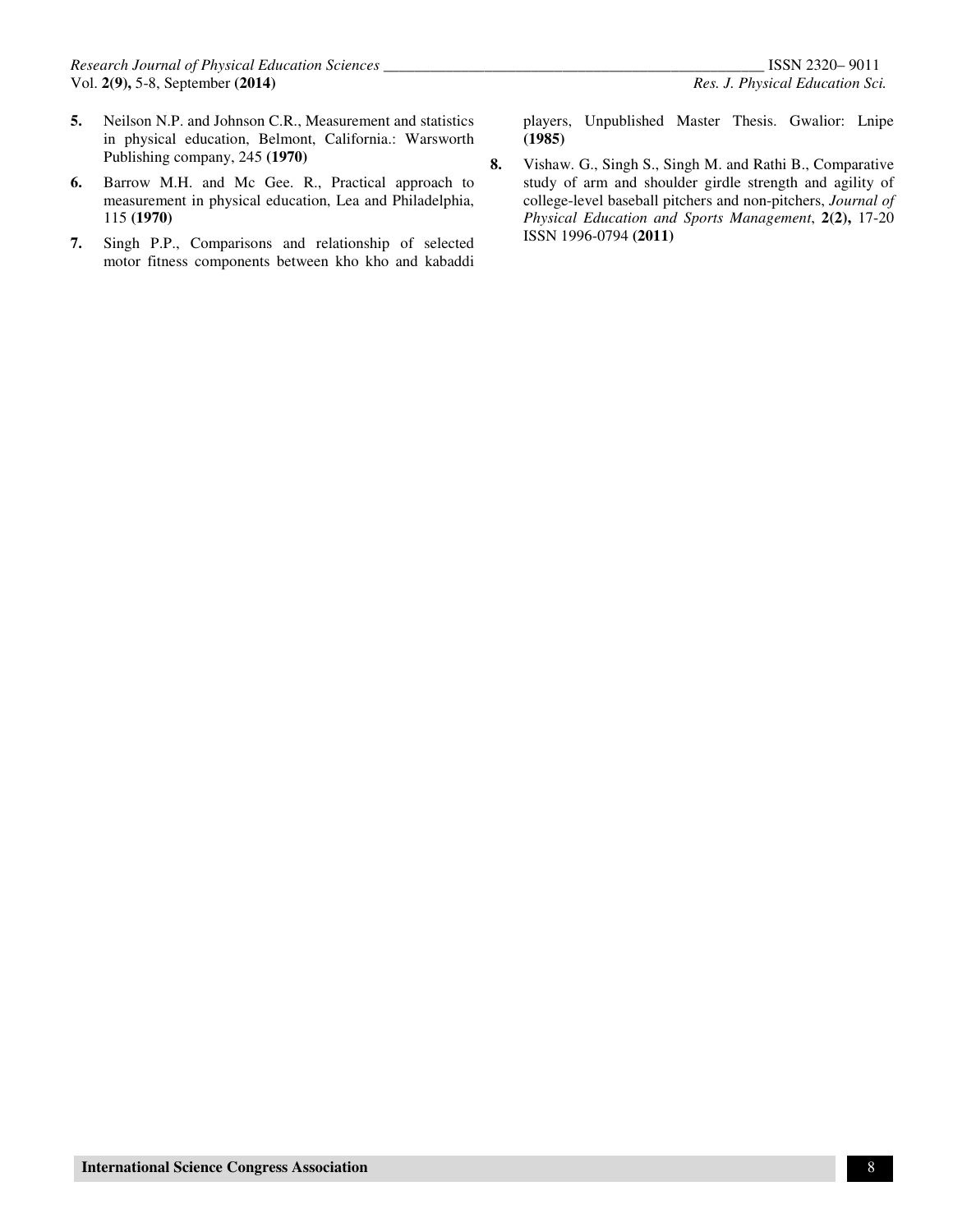5. Neilson N.P. and Johnson C.R., Measurement and statistics in physical education, Belmont, California.: Warsworth Publishing company, 245 **(1970)**

6. Barrow M.H. and Mc Gee. R., Practical approach to measurement in physical education, Lea and Philadelphia, 115 **(1970)**

7. Singh P.P., Comparisons and relationship of selected motor fitness components between kho kho and kabaddi players, Unpublished Master Thesis. Gwalior: Lnipe **(1985)**

8. Vishaw. G., Singh S., Singh M. and Rathi B., Comparative study of arm and shoulder girdle strength and agility of college-level baseball pitchers and non-pitchers, *Journal of Physical Education and Sports Management*, **2(2),** 17-20 ISSN 1996-0794 **(2011)**